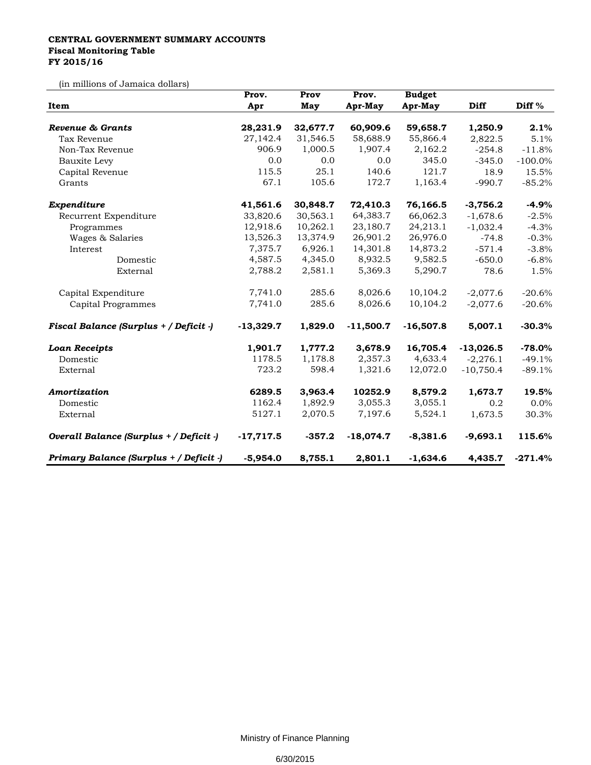**CENTRAL GOVERNMENT SUMMARY ACCOUNTS**
**Fiscal Monitoring Table**
**FY 2015/16**

(in millions of Jamaica dollars)

| Item | Prov. Apr | Prov May | Prov. Apr-May | Budget Apr-May | Diff | Diff % |
|---|---|---|---|---|---|---|
| ***Revenue & Grants*** | **28,231.9** | **32,677.7** | **60,909.6** | **59,658.7** | **1,250.9** | **2.1%** |
| Tax Revenue | 27,142.4 | 31,546.5 | 58,688.9 | 55,866.4 | 2,822.5 | 5.1% |
| Non-Tax Revenue | 906.9 | 1,000.5 | 1,907.4 | 2,162.2 | -254.8 | -11.8% |
| Bauxite Levy | 0.0 | 0.0 | 0.0 | 345.0 | -345.0 | -100.0% |
| Capital Revenue | 115.5 | 25.1 | 140.6 | 121.7 | 18.9 | 15.5% |
| Grants | 67.1 | 105.6 | 172.7 | 1,163.4 | -990.7 | -85.2% |
| ***Expenditure*** | **41,561.6** | **30,848.7** | **72,410.3** | **76,166.5** | **-3,756.2** | **-4.9%** |
| Recurrent Expenditure | 33,820.6 | 30,563.1 | 64,383.7 | 66,062.3 | -1,678.6 | -2.5% |
| Programmes | 12,918.6 | 10,262.1 | 23,180.7 | 24,213.1 | -1,032.4 | -4.3% |
| Wages & Salaries | 13,526.3 | 13,374.9 | 26,901.2 | 26,976.0 | -74.8 | -0.3% |
| Interest | 7,375.7 | 6,926.1 | 14,301.8 | 14,873.2 | -571.4 | -3.8% |
| Domestic | 4,587.5 | 4,345.0 | 8,932.5 | 9,582.5 | -650.0 | -6.8% |
| External | 2,788.2 | 2,581.1 | 5,369.3 | 5,290.7 | 78.6 | 1.5% |
| Capital Expenditure | 7,741.0 | 285.6 | 8,026.6 | 10,104.2 | -2,077.6 | -20.6% |
| Capital Programmes | 7,741.0 | 285.6 | 8,026.6 | 10,104.2 | -2,077.6 | -20.6% |
| ***Fiscal Balance (Surplus + / Deficit -)*** | **-13,329.7** | **1,829.0** | **-11,500.7** | **-16,507.8** | **5,007.1** | **-30.3%** |
| ***Loan Receipts*** | **1,901.7** | **1,777.2** | **3,678.9** | **16,705.4** | **-13,026.5** | **-78.0%** |
| Domestic | 1178.5 | 1,178.8 | 2,357.3 | 4,633.4 | -2,276.1 | -49.1% |
| External | 723.2 | 598.4 | 1,321.6 | 12,072.0 | -10,750.4 | -89.1% |
| ***Amortization*** | **6289.5** | **3,963.4** | **10252.9** | **8,579.2** | **1,673.7** | **19.5%** |
| Domestic | 1162.4 | 1,892.9 | 3,055.3 | 3,055.1 | 0.2 | 0.0% |
| External | 5127.1 | 2,070.5 | 7,197.6 | 5,524.1 | 1,673.5 | 30.3% |
| ***Overall Balance (Surplus + / Deficit -)*** | **-17,717.5** | **-357.2** | **-18,074.7** | **-8,381.6** | **-9,693.1** | **115.6%** |
| ***Primary Balance (Surplus + / Deficit -)*** | **-5,954.0** | **8,755.1** | **2,801.1** | **-1,634.6** | **4,435.7** | **-271.4%** |

Ministry of Finance Planning

6/30/2015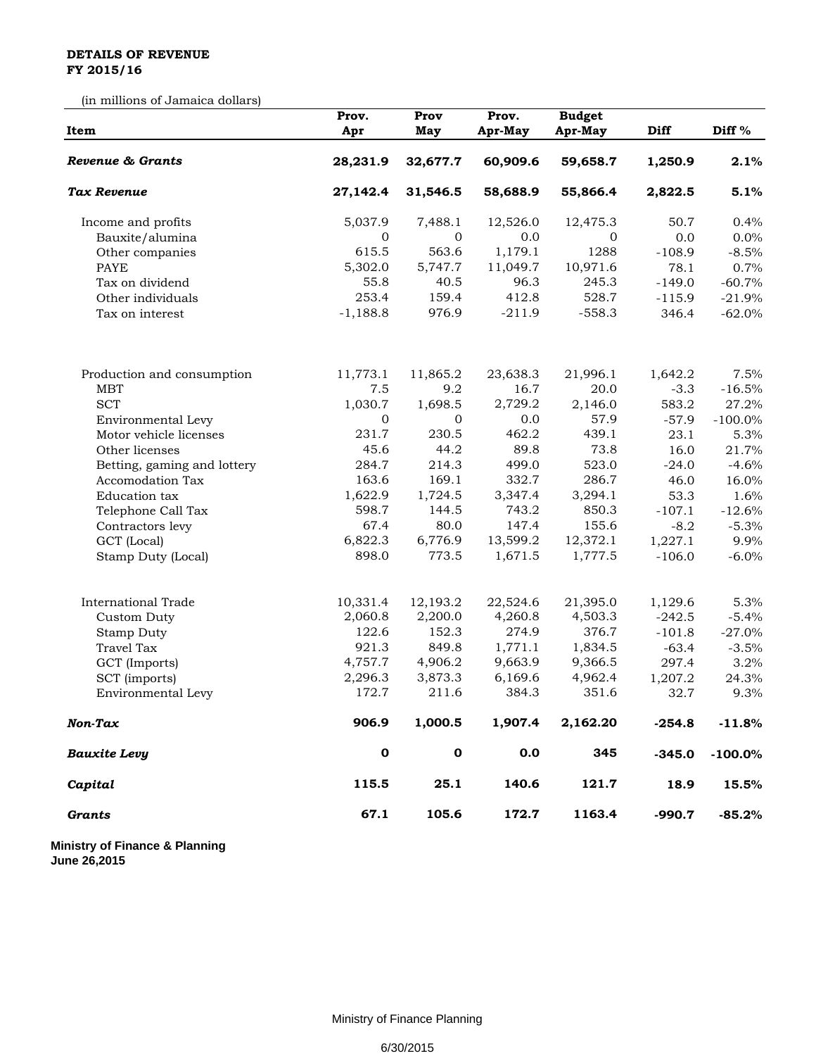**DETAILS OF REVENUE**
**FY 2015/16**

(in millions of Jamaica dollars)

| Item | Prov. Apr | Prov May | Prov. Apr-May | Budget Apr-May | Diff | Diff % |
|---|---|---|---|---|---|---|
| ***Revenue & Grants*** | **28,231.9** | **32,677.7** | **60,909.6** | **59,658.7** | **1,250.9** | **2.1%** |
| ***Tax Revenue*** | **27,142.4** | **31,546.5** | **58,688.9** | **55,866.4** | **2,822.5** | **5.1%** |
| Income and profits | 5,037.9 | 7,488.1 | 12,526.0 | 12,475.3 | 50.7 | 0.4% |
| Bauxite/alumina | 0 | 0 | 0.0 | 0 | 0.0 | 0.0% |
| Other companies | 615.5 | 563.6 | 1,179.1 | 1288 | -108.9 | -8.5% |
| PAYE | 5,302.0 | 5,747.7 | 11,049.7 | 10,971.6 | 78.1 | 0.7% |
| Tax on dividend | 55.8 | 40.5 | 96.3 | 245.3 | -149.0 | -60.7% |
| Other individuals | 253.4 | 159.4 | 412.8 | 528.7 | -115.9 | -21.9% |
| Tax on interest | -1,188.8 | 976.9 | -211.9 | -558.3 | 346.4 | -62.0% |
| Production and consumption | 11,773.1 | 11,865.2 | 23,638.3 | 21,996.1 | 1,642.2 | 7.5% |
| MBT | 7.5 | 9.2 | 16.7 | 20.0 | -3.3 | -16.5% |
| SCT | 1,030.7 | 1,698.5 | 2,729.2 | 2,146.0 | 583.2 | 27.2% |
| Environmental Levy | 0 | 0 | 0.0 | 57.9 | -57.9 | -100.0% |
| Motor vehicle licenses | 231.7 | 230.5 | 462.2 | 439.1 | 23.1 | 5.3% |
| Other licenses | 45.6 | 44.2 | 89.8 | 73.8 | 16.0 | 21.7% |
| Betting, gaming and lottery | 284.7 | 214.3 | 499.0 | 523.0 | -24.0 | -4.6% |
| Accomodation Tax | 163.6 | 169.1 | 332.7 | 286.7 | 46.0 | 16.0% |
| Education tax | 1,622.9 | 1,724.5 | 3,347.4 | 3,294.1 | 53.3 | 1.6% |
| Telephone Call Tax | 598.7 | 144.5 | 743.2 | 850.3 | -107.1 | -12.6% |
| Contractors levy | 67.4 | 80.0 | 147.4 | 155.6 | -8.2 | -5.3% |
| GCT (Local) | 6,822.3 | 6,776.9 | 13,599.2 | 12,372.1 | 1,227.1 | 9.9% |
| Stamp Duty (Local) | 898.0 | 773.5 | 1,671.5 | 1,777.5 | -106.0 | -6.0% |
| International Trade | 10,331.4 | 12,193.2 | 22,524.6 | 21,395.0 | 1,129.6 | 5.3% |
| Custom Duty | 2,060.8 | 2,200.0 | 4,260.8 | 4,503.3 | -242.5 | -5.4% |
| Stamp Duty | 122.6 | 152.3 | 274.9 | 376.7 | -101.8 | -27.0% |
| Travel Tax | 921.3 | 849.8 | 1,771.1 | 1,834.5 | -63.4 | -3.5% |
| GCT (Imports) | 4,757.7 | 4,906.2 | 9,663.9 | 9,366.5 | 297.4 | 3.2% |
| SCT (imports) | 2,296.3 | 3,873.3 | 6,169.6 | 4,962.4 | 1,207.2 | 24.3% |
| Environmental Levy | 172.7 | 211.6 | 384.3 | 351.6 | 32.7 | 9.3% |
| ***Non-Tax*** | **906.9** | **1,000.5** | **1,907.4** | **2,162.20** | **-254.8** | **-11.8%** |
| ***Bauxite Levy*** | **0** | **0** | **0.0** | **345** | **-345.0** | **-100.0%** |
| ***Capital*** | **115.5** | **25.1** | **140.6** | **121.7** | **18.9** | **15.5%** |
| ***Grants*** | **67.1** | **105.6** | **172.7** | **1163.4** | **-990.7** | **-85.2%** |

**Ministry of Finance & Planning**
**June 26,2015**